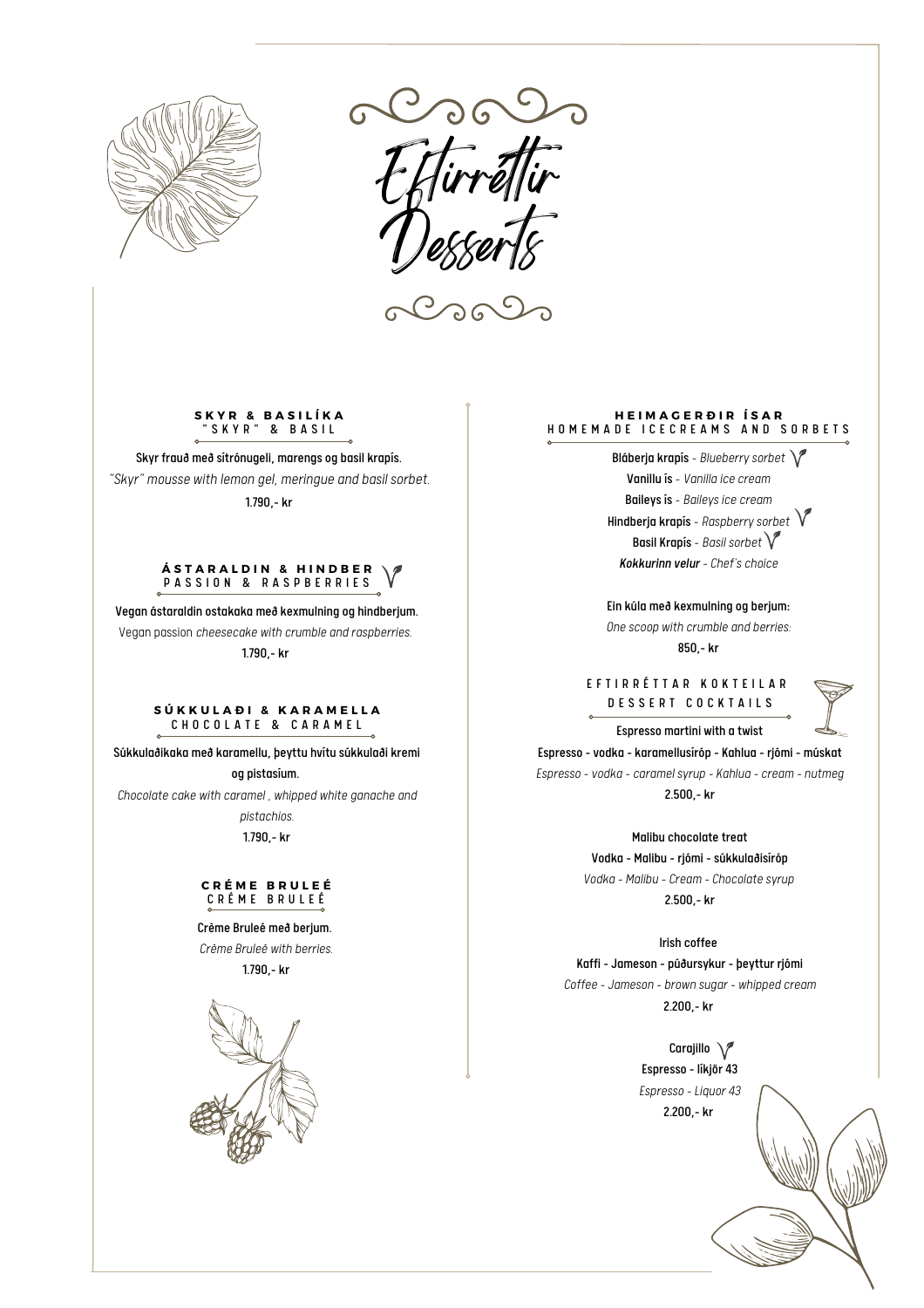# Eftirréttir
# Desserts

### SKYR & BASILÍKA
"SKYR" & BASIL

**Skyr frauð með sítrónugeli, marengs og basil krapís.**
*"Skyr" mousse with lemon gel, meringue and basil sorbet.*
**1.790,- kr**

### ÁSTARALDIN & HINDBER
PASSION & RASPBERRIES

**Vegan ástaraldin ostakaka með kexmulning og hindberjum.**
*Vegan passion cheesecake with crumble and raspberries.*
**1.790,- kr**

### SÚKKULAÐI & KARAMELLA
CHOCOLATE & CARAMEL

**Súkkulaðikaka með karamellu, þeyttu hvítu súkkulaði kremi og pistasíum.**
*Chocolate cake with caramel , whipped white ganache and pistachios.*
**1.790,- kr**

### CRÉME BRULEÉ
CRÉME BRULEÉ

**Crême Bruleé með berjum.**
*Crême Bruleé with berries.*
**1.790,- kr**

### HEIMAGERÐIR ÍSAR
HOMEMADE ICECREAMS AND SORBETS

**Bláberja krapís** - *Blueberry sorbet*
**Vanillu ís** - *Vanilla ice cream*
**Baileys ís** - *Baileys ice cream*
**Hindberja krapís** - *Raspberry sorbet*
**Basil Krapís** - *Basil sorbet*
***Kokkurinn velur*** - *Chef's choice*

**Ein kúla með kexmulning og berjum:**
*One scoop with crumble and berries:*
**850,- kr**

### EFTIRRÉTTAR KOKTEILAR
DESSERT COCKTAILS

**Espresso martini with a twist**
**Espresso - vodka - karamellusíróp - Kahlua - rjómi - múskat**
*Espresso - vodka - caramel syrup - Kahlua - cream - nutmeg*
**2.500,- kr**

**Malibu chocolate treat**
**Vodka - Malibu - rjómi - súkkulaðisíróp**
*Vodka - Malibu - Cream - Chocolate syrup*
**2.500,- kr**

**Irish coffee**
**Kaffi - Jameson - púðursykur - þeyttur rjómi**
*Coffee - Jameson - brown sugar - whipped cream*
**2.200,- kr**

**Carajillo**
**Espresso - líkjör 43**
*Espresso - Liquor 43*
**2.200,- kr**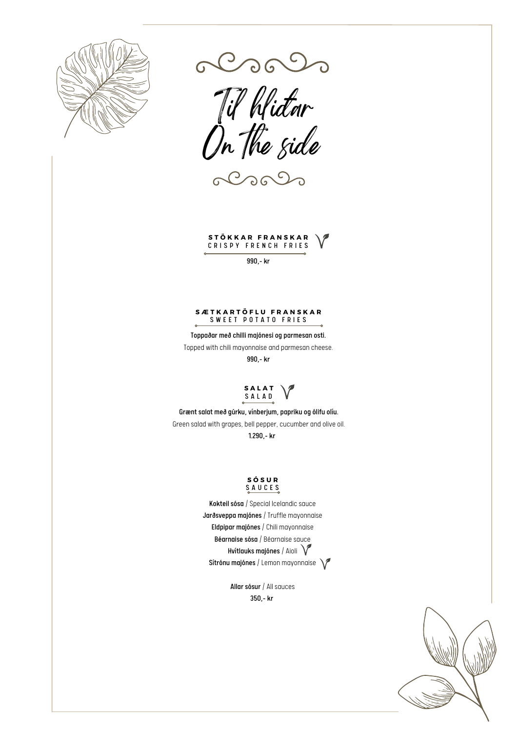# Til hliðar
# On the side

### STÖKKAR FRANSKAR
CRISPY FRENCH FRIES

**990,- kr**

### SÆTKARTÖFLU FRANSKAR
SWEET POTATO FRIES

**Toppaðar með chilli majónesi og parmesan osti.**

Topped with chili mayonnaise and parmesan cheese.

**990,- kr**

### SALAT
SALAD

**Grænt salat með gúrku, vínberjum, papriku og ólífu olíu.**

Green salad with grapes, bell pepper, cucumber and olive oil.

**1.290,- kr**

### SÓSUR
SAUCES

**Kokteil sósa** / Special Icelandic sauce

**Jarðsveppa majónes** / Truffle mayonnaise

**Eldpipar majónes** / Chili mayonnaise

**Béarnaise sósa** / Béarnaise sauce

**Hvítlauks majónes** / Aioli

**Sítrónu majónes** / Lemon mayonnaise

**Allar sósur** / All sauces

**350,- kr**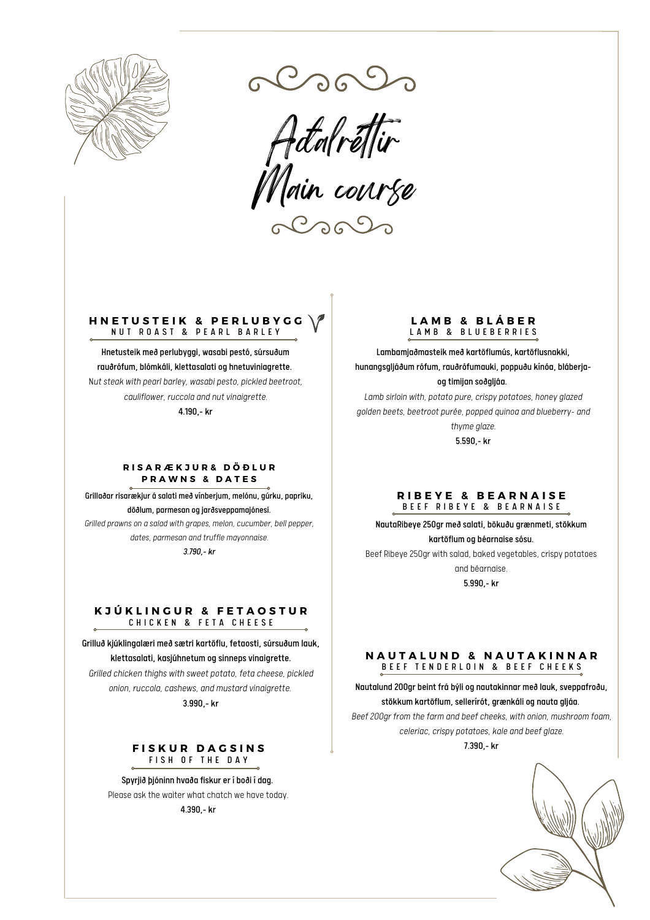# Aðalréttir
# Main course

### HNETUSTEIK & PERLUBYGG
NUT ROAST & PEARL BARLEY

**Hnetusteik með perlubyggi, wasabi pestó, súrsuðum rauðrófum, blómkáli, klettasalati og hnetuviniagrette.**
*Nut steak with pearl barley, wasabi pesto, pickled beetroot, cauliflower, ruccola and nut vinaigrette.*
**4.190,- kr**

### RISARÆKJUR& DÖÐLUR
PRAWNS & DATES

**Grillaðar risarækjur á salati með vínberjum, melónu, gúrku, papriku, döðlum, parmesan og jarðsveppamajónesi.**
*Grilled prawns on a salad with grapes, melon, cucumber, bell pepper, dates, parmesan and truffle mayonnaise.*
***3.790,- kr***

### KJÚKLINGUR & FETAOSTUR
CHICKEN & FETA CHEESE

**Grilluð kjúklingalæri með sætri kartöflu, fetaosti, súrsuðum lauk, klettasalati, kasjúhnetum og sinneps vinaigrette.**
*Grilled chicken thighs with sweet potato, feta cheese, pickled onion, ruccola, cashews, and mustard vinaigrette.*
**3.990,- kr**

### FISKUR DAGSINS
FISH OF THE DAY

**Spyrjið þjóninn hvaða fiskur er í boði í dag.**
Please ask the waiter what chatch we have today.
**4.390,- kr**

### LAMB & BLÁBER
LAMB & BLUEBERRIES

**Lambamjaðmasteik með kartöflumús, kartöflusnakki, hunangsgljáðum rófum, rauðrófumauki, poppuðu kínóa, bláberja- og timíjan soðgljáa.**
*Lamb sirloin with, potato pure, crispy potatoes, honey glazed golden beets, beetroot purée, popped quinoa and blueberry- and thyme glaze.*
**5.590,- kr**

### RIBEYE & BEARNAISE
BEEF RIBEYE & BEARNAISE

**NautaRibeye 250gr með salati, bökuðu grænmeti, stökkum kartöflum og béarnaise sósu.**
Beef Ribeye 250gr with salad, baked vegetables, crispy potatoes and béarnaise.
**5.990,- kr**

### NAUTALUND & NAUTAKINNAR
BEEF TENDERLOIN & BEEF CHEEKS

**Nautalund 200gr beint frá býli og nautakinnar með lauk, sveppafroðu, stökkum kartöflum, sellerírót, grænkáli og nauta gljáa.**
*Beef 200gr from the farm and beef cheeks, with onion, mushroom foam, celeriac, crispy potatoes, kale and beef glaze.*
**7.390,- kr**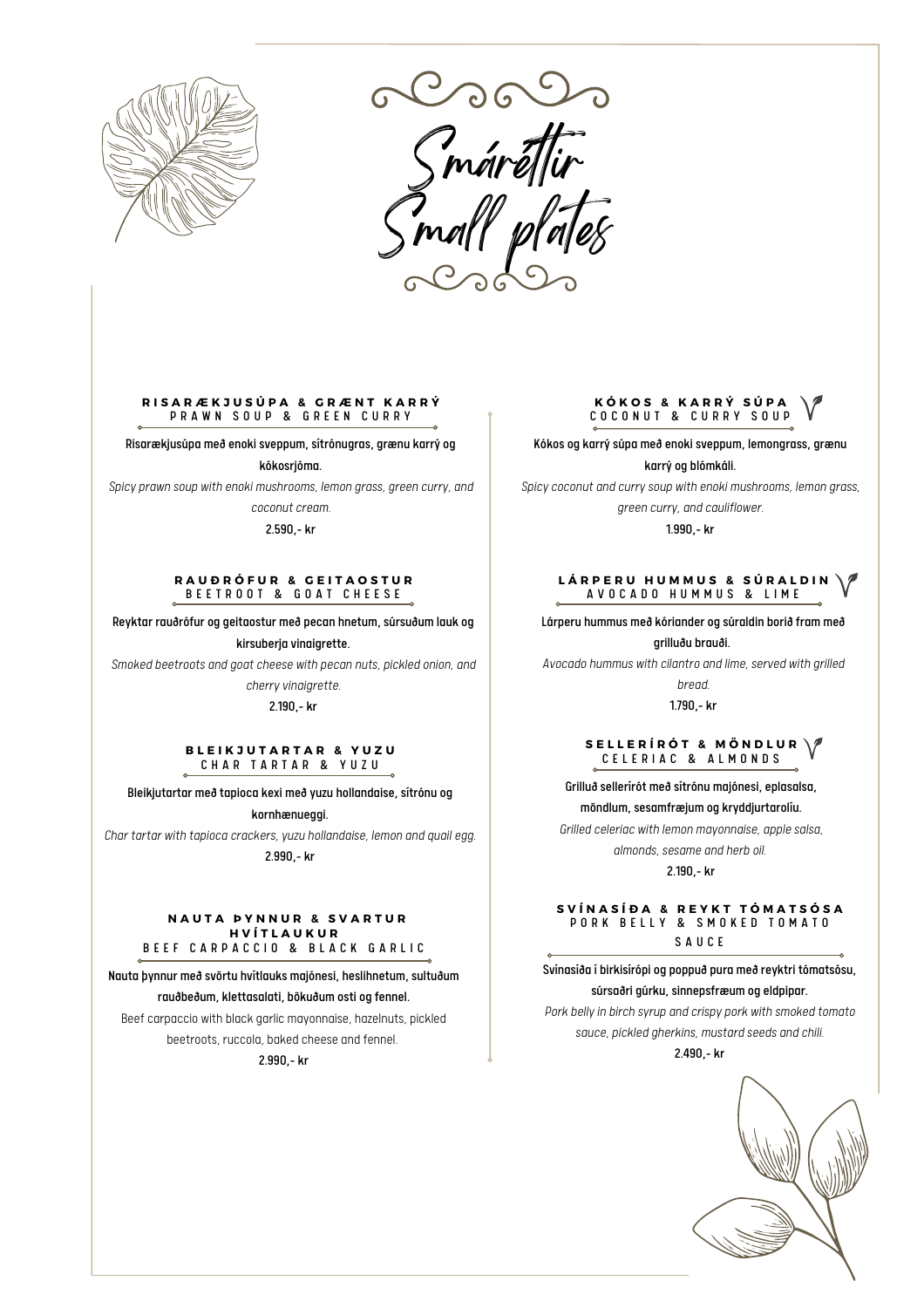# Smáréttir
# Small plates

### RISARÆKJUSÚPA & GRÆNT KARRÝ
PRAWN SOUP & GREEN CURRY

**Risarækjusúpa með enoki sveppum, sítrónugras, grænu karrý og kókosrjóma.**

*Spicy prawn soup with enoki mushrooms, lemon grass, green curry, and coconut cream.*

**2.590,- kr**

### RAUÐRÓFUR & GEITAOSTUR
BEETROOT & GOAT CHEESE

**Reyktar rauðrófur og geitaostur með pecan hnetum, súrsuðum lauk og kirsuberja vinaigrette.**

*Smoked beetroots and goat cheese with pecan nuts, pickled onion, and cherry vinaigrette.*

**2.190,- kr**

### BLEIKJUTARTAR & YUZU
CHAR TARTAR & YUZU

**Bleikjutartar með tapioca kexi með yuzu hollandaise, sítrónu og kornhænueggi.**

*Char tartar with tapioca crackers, yuzu hollandaise, lemon and quail egg.*

**2.990,- kr**

### NAUTA ÞYNNUR & SVARTUR HVÍTLAUKUR
BEEF CARPACCIO & BLACK GARLIC

**Nauta þynnur með svörtu hvítlauks majónesi, heslihnetum, sultuðum rauðbeðum, klettasalati, bökuðum osti og fennel.**

Beef carpaccio with black garlic mayonnaise, hazelnuts, pickled beetroots, ruccola, baked cheese and fennel.

**2.990,- kr**

### KÓKOS & KARRÝ SÚPA
COCONUT & CURRY SOUP

**Kókos og karrý súpa með enoki sveppum, lemongrass, grænu karrý og blómkáli.**

*Spicy coconut and curry soup with enoki mushrooms, lemon grass, green curry, and cauliflower.*

**1.990,- kr**

### LÁRPERU HUMMUS & SÚRALDIN
AVOCADO HUMMUS & LIME

**Lárperu hummus með kóriander og súraldin borið fram með grilluðu brauði.**

*Avocado hummus with cilantro and lime, served with grilled bread.*

**1.790,- kr**

### SELLERÍRÓT & MÖNDLUR
CELERIAC & ALMONDS

**Grilluð sellerírót með sítrónu majónesi, eplasalsa, möndlum, sesamfræjum og kryddjurtarolíu.**

*Grilled celeriac with lemon mayonnaise, apple salsa, almonds, sesame and herb oil.*

**2.190,- kr**

### SVÍNASÍÐA & REYKT TÓMATSÓSA
PORK BELLY & SMOKED TOMATO SAUCE

**Svínasíða í birkisírópi og poppuð pura með reyktri tómatsósu, súrsaðri gúrku, sinnepsfræum og eldpipar.**

*Pork belly in birch syrup and crispy pork with smoked tomato sauce, pickled gherkins, mustard seeds and chili.*

**2.490,- kr**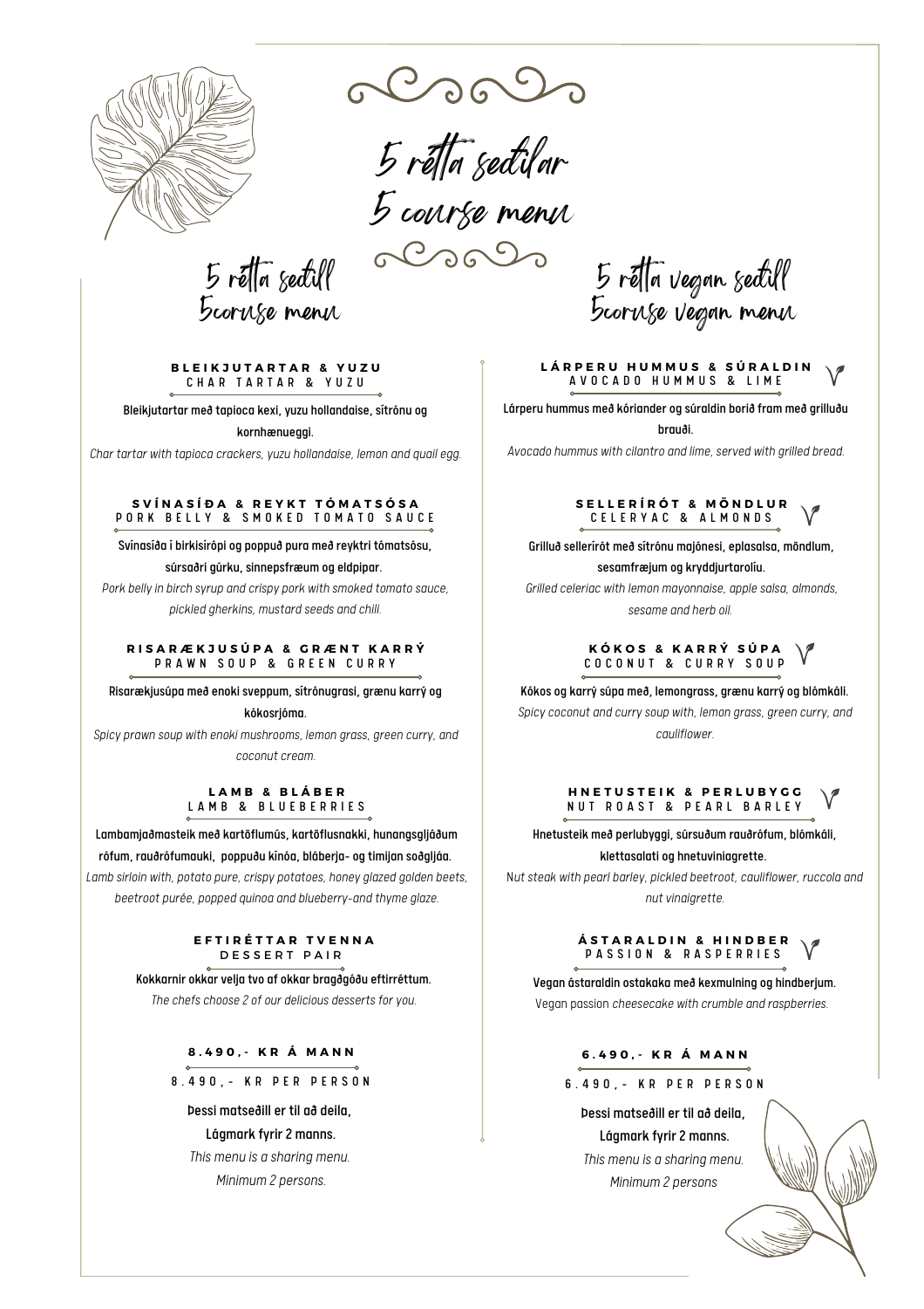# 5 rétta seðilar
# 5 course menu

## 5 rétta seðill
## 5coruse menu

### BLEIKJUTARTAR & YUZU
CHAR TARTAR & YUZU

**Bleikjutartar með tapioca kexi, yuzu hollandaise, sítrónu og kornhænueggi.**

*Char tartar with tapioca crackers, yuzu hollandaise, lemon and quail egg.*

### SVÍNASÍÐA & REYKT TÓMATSÓSA
PORK BELLY & SMOKED TOMATO SAUCE

**Svínasíða í birkisírópi og poppuð pura með reyktri tómatsósu, súrsaðri gúrku, sinnepsfræum og eldpipar.**

*Pork belly in birch syrup and crispy pork with smoked tomato sauce, pickled gherkins, mustard seeds and chili.*

### RISARÆKJUSÚPA & GRÆNT KARRÝ
PRAWN SOUP & GREEN CURRY

**Risarækjusúpa með enoki sveppum, sítrónugrasi, grænu karrý og kókosrjóma.**

*Spicy prawn soup with enoki mushrooms, lemon grass, green curry, and coconut cream.*

### LAMB & BLÁBER
LAMB & BLUEBERRIES

**Lambamjaðmasteik með kartöflumús, kartöflusnakki, hunangsgljáðum rófum, rauðrófumauki, poppuðu kínóa, bláberja- og timijan soðgljáa.**

*Lamb sirloin with, potato pure, crispy potatoes, honey glazed golden beets, beetroot purée, popped quinoa and blueberry-and thyme glaze.*

### EFTIRÉTTAR TVENNA
DESSERT PAIR

**Kokkarnir okkar velja tvo af okkar bragðgóðu eftirréttum.**

*The chefs choose 2 of our delicious desserts for you.*

**8.490,- KR Á MANN**

8.490,- KR PER PERSON

**Þessi matseðill er til að deila,**
**Lágmark fyrir 2 manns.**

*This menu is a sharing menu.*
*Minimum 2 persons.*

## 5 rétta vegan seðill
## 5coruse vegan menu

### LÁRPERU HUMMUS & SÚRALDIN
AVOCADO HUMMUS & LIME

**Lárperu hummus með kóriander og súraldin borið fram með grilluðu brauði.**

*Avocado hummus with cilantro and lime, served with grilled bread.*

### SELLERÍRÓT & MÖNDLUR
CELERYAC & ALMONDS

**Grilluð sellerírót með sítrónu majónesi, eplasalsa, möndlum, sesamfræjum og kryddjurtaolíu.**

*Grilled celeriac with lemon mayonnaise, apple salsa, almonds, sesame and herb oil.*

### KÓKOS & KARRÝ SÚPA
COCONUT & CURRY SOUP

**Kókos og karrý súpa með, lemongrass, grænu karrý og blómkáli.**

*Spicy coconut and curry soup with, lemon grass, green curry, and cauliflower.*

### HNETUSTEIK & PERLUBYGG
NUT ROAST & PEARL BARLEY

**Hnetusteik með perlubyggi, súrsuðum rauðrófum, blómkáli, klettasalati og hnetuviniagrette.**

*Nut steak with pearl barley, pickled beetroot, cauliflower, ruccola and nut vinaigrette.*

### ÁSTARALDIN & HINDBER
PASSION & RASPERRIES

**Vegan ástaraldin ostakaka með kexmulning og hindberjum.**

Vegan passion *cheesecake with crumble and raspberries.*

**6.490,- KR Á MANN**

6.490,- KR PER PERSON

**Þessi matseðill er til að deila,**
**Lágmark fyrir 2 manns.**

*This menu is a sharing menu.*
*Minimum 2 persons*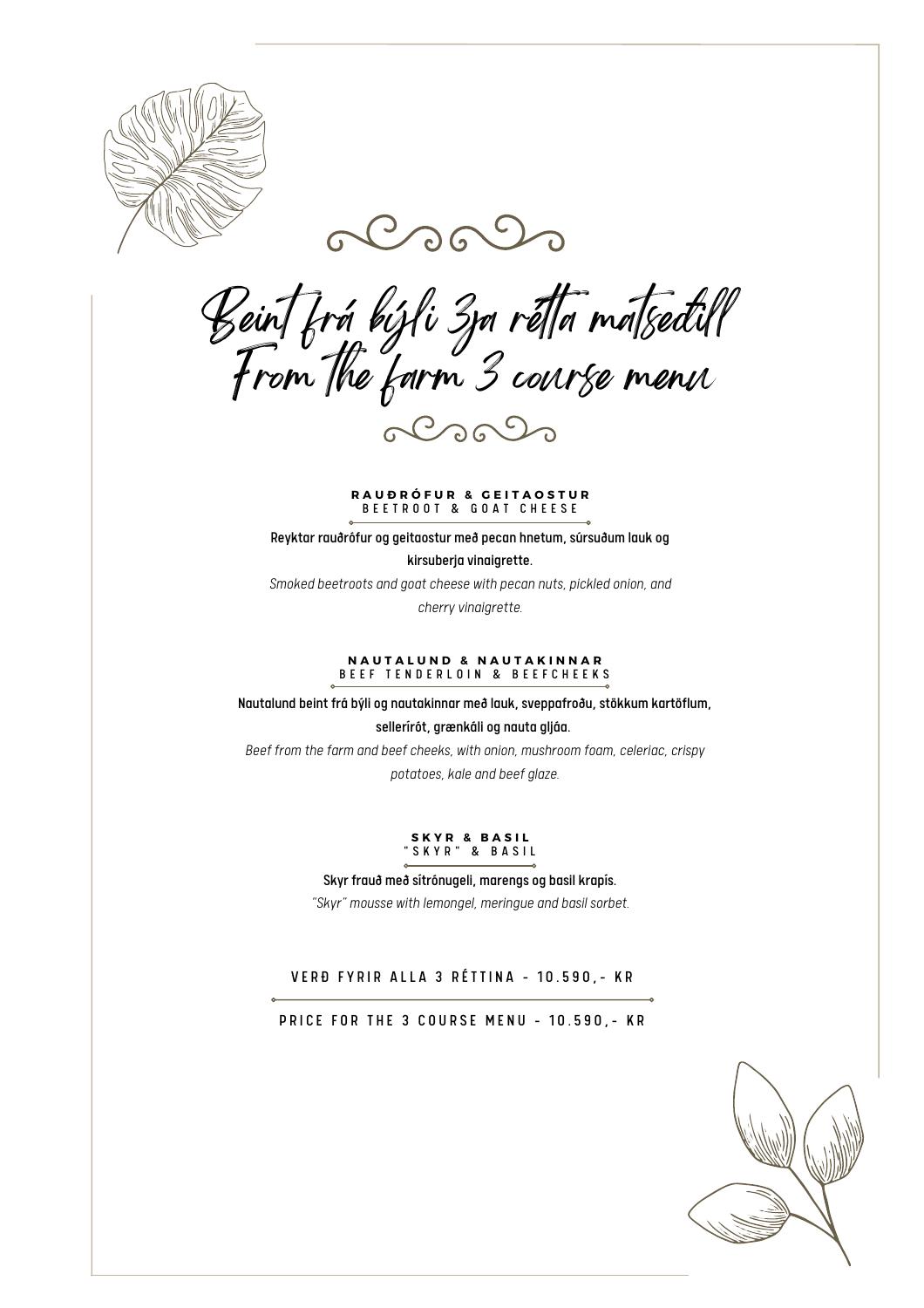# Beint frá býli 3ja rétta matseðill
# From the farm 3 course menu

### RAUÐRÓFUR & GEITAOSTUR
BEETROOT & GOAT CHEESE

**Reyktar rauðrófur og geitaostur með pecan hnetum, súrsuðum lauk og kirsuberja vinaigrette.**

*Smoked beetroots and goat cheese with pecan nuts, pickled onion, and cherry vinaigrette.*

### NAUTALUND & NAUTAKINNAR
BEEF TENDERLOIN & BEEFCHEEKS

**Nautalund beint frá býli og nautakinnar með lauk, sveppafroðu, stökkum kartöflum, sellerírót, grænkáli og nauta gljáa.**

*Beef from the farm and beef cheeks, with onion, mushroom foam, celeriac, crispy potatoes, kale and beef glaze.*

### SKYR & BASIL
"SKYR" & BASIL

**Skyr frauð með sítrónugeli, marengs og basil krapís.**

*"Skyr" mousse with lemongel, meringue and basil sorbet.*

VERÐ FYRIR ALLA 3 RÉTTINA - 10.590,- KR

PRICE FOR THE 3 COURSE MENU - 10.590,- KR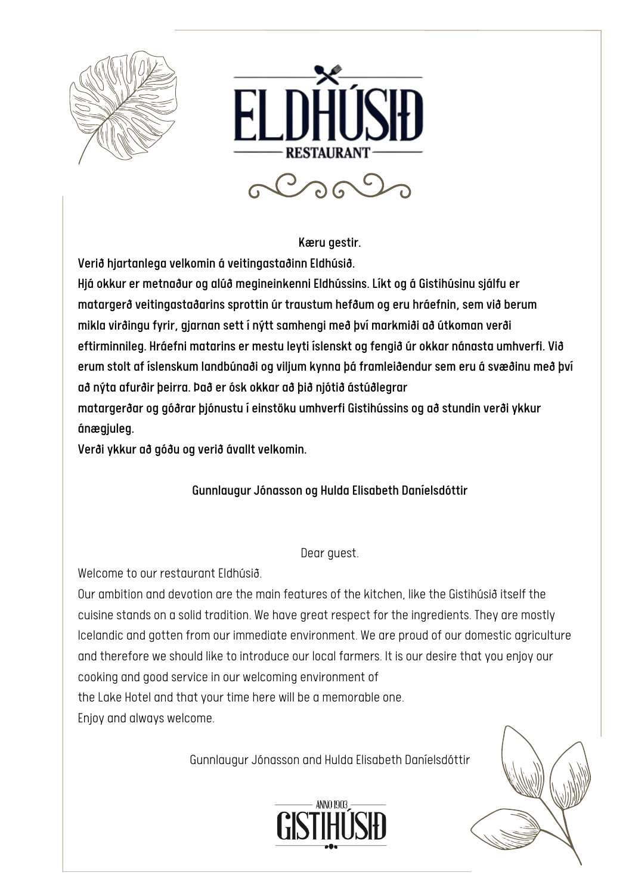# ELDHÚSIÐ

RESTAURANT

**Kæru gestir.**

**Verið hjartanlega velkomin á veitingastaðinn Eldhúsið.**

**Hjá okkur er metnaður og alúð megineinkenni Eldhússins. Líkt og á Gistihúsinu sjálfu er matargerð veitingastaðarins sprottin úr traustum hefðum og eru hráefnin, sem við berum mikla virðingu fyrir, gjarnan sett í nýtt samhengi með því markmiði að útkoman verði eftirminnileg. Hráefni matarins er mestu leyti íslenskt og fengið úr okkar nánasta umhverfi. Við erum stolt af íslenskum landbúnaði og viljum kynna þá framleiðendur sem eru á svæðinu með því að nýta afurðir þeirra. Það er ósk okkar að þið njótið ástúðlegrar matargerðar og góðrar þjónustu í einstöku umhverfi Gistihússins og að stundin verði ykkur ánægjuleg.**

**Verði ykkur að góðu og verið ávallt velkomin.**

**Gunnlaugur Jónasson og Hulda Elisabeth Daníelsdóttir**

Dear guest.

Welcome to our restaurant Eldhúsið.

Our ambition and devotion are the main features of the kitchen, like the Gistihúsið itself the cuisine stands on a solid tradition. We have great respect for the ingredients. They are mostly Icelandic and gotten from our immediate environment. We are proud of our domestic agriculture and therefore we should like to introduce our local farmers. It is our desire that you enjoy our cooking and good service in our welcoming environment of the Lake Hotel and that your time here will be a memorable one.

Enjoy and always welcome.

Gunnlaugur Jónasson and Hulda Elisabeth Daníelsdóttir

ANNO 1903

GISTIHÚSIÐ